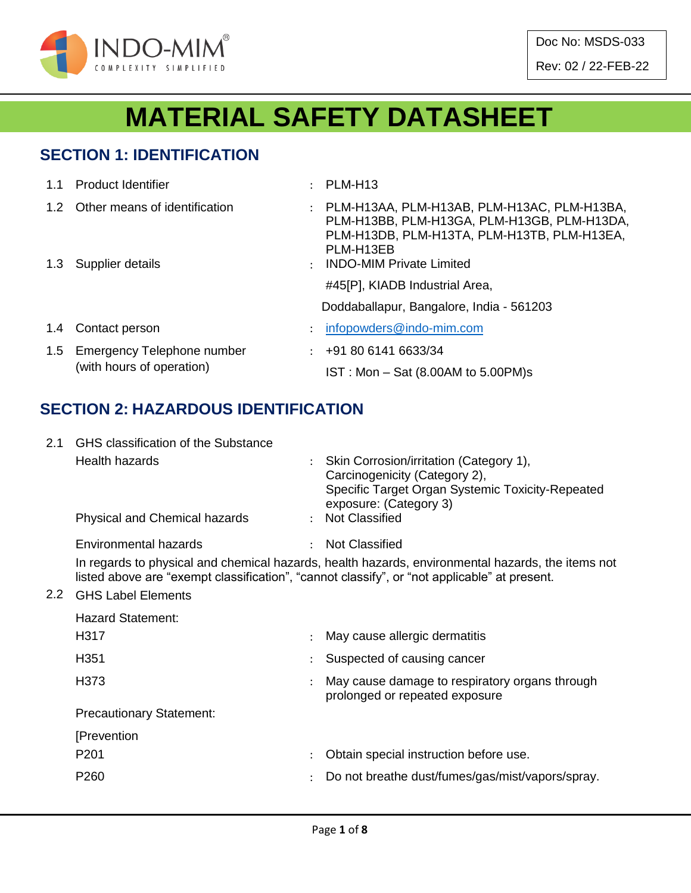Doc No: MSDS-033

Rev: 02 / 22-FEB-22

# MATERIAL SAFETY DATASHEET

## SECTION 1: IDENTIFICATION

| | | | |
|---|---|---|---|
| 1.1 | Product Identifier | : | PLM-H13 |
| 1.2 | Other means of identification | : | PLM-H13AA, PLM-H13AB, PLM-H13AC, PLM-H13BA, PLM-H13BB, PLM-H13GA, PLM-H13GB, PLM-H13DA, PLM-H13DB, PLM-H13TA, PLM-H13TB, PLM-H13EA, PLM-H13EB |
| 1.3 | Supplier details | : | INDO-MIM Private Limited<br>#45[P], KIADB Industrial Area,<br>Doddaballapur, Bangalore, India - 561203 |
| 1.4 | Contact person | : | infopowders@indo-mim.com |
| 1.5 | Emergency Telephone number (with hours of operation) | : | +91 80 6141 6633/34<br>IST : Mon – Sat (8.00AM to 5.00PM)s |

## SECTION 2: HAZARDOUS IDENTIFICATION

2.1 GHS classification of the Substance

| | | |
|---|---|---|
| Health hazards | : | Skin Corrosion/irritation (Category 1),<br>Carcinogenicity (Category 2),<br>Specific Target Organ Systemic Toxicity-Repeated exposure: (Category 3) |
| Physical and Chemical hazards | : | Not Classified |
| Environmental hazards | : | Not Classified |

In regards to physical and chemical hazards, health hazards, environmental hazards, the items not listed above are “exempt classification”, “cannot classify”, or “not applicable” at present.

2.2 GHS Label Elements

Hazard Statement:

| | | |
|---|---|---|
| H317 | : | May cause allergic dermatitis |
| H351 | : | Suspected of causing cancer |
| H373 | : | May cause damage to respiratory organs through prolonged or repeated exposure |

Precautionary Statement:

[Prevention

| | | |
|---|---|---|
| P201 | : | Obtain special instruction before use. |
| P260 | : | Do not breathe dust/fumes/gas/mist/vapors/spray. |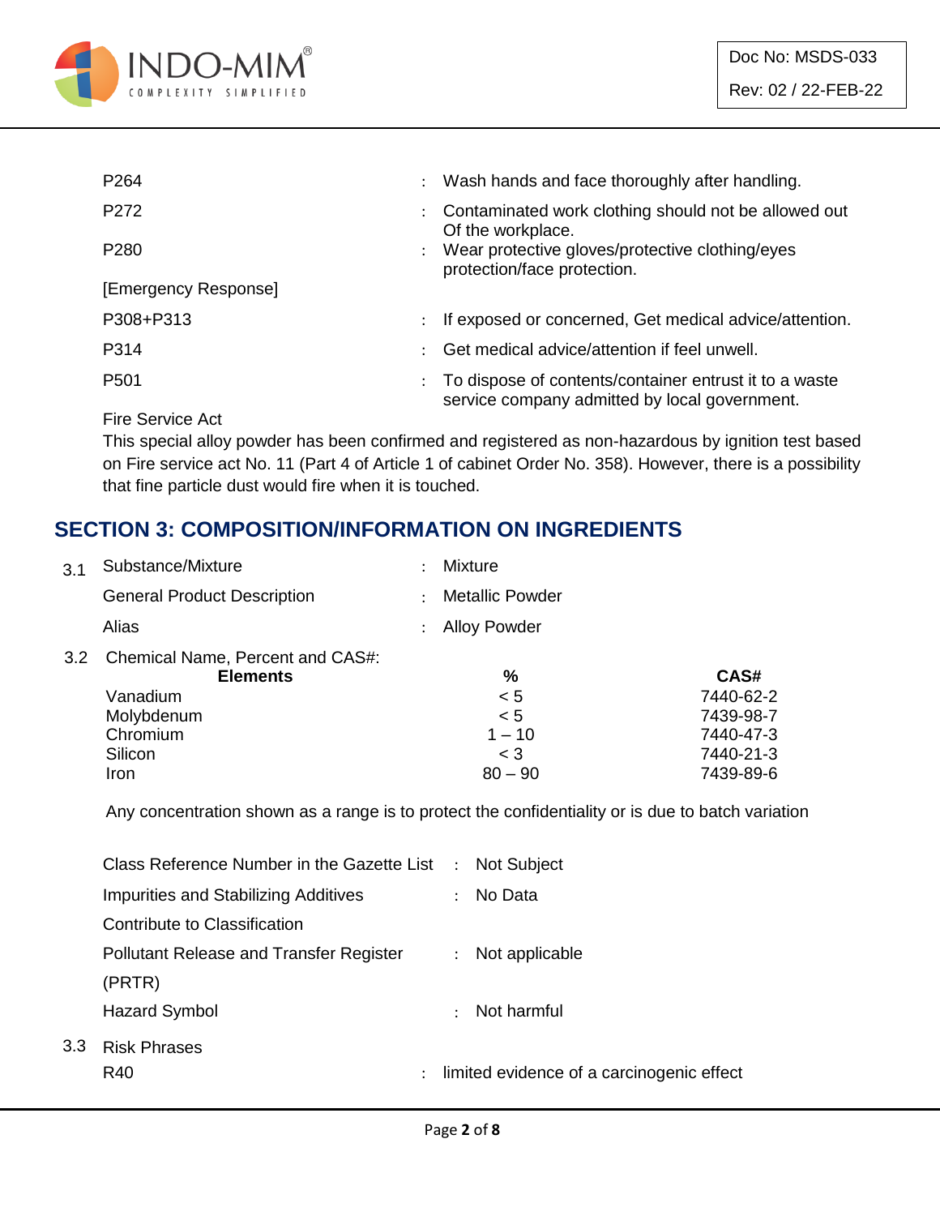| | | |
|---|---|---|
| P264 | : | Wash hands and face thoroughly after handling. |
| P272 | : | Contaminated work clothing should not be allowed out Of the workplace. |
| P280 | : | Wear protective gloves/protective clothing/eyes protection/face protection. |
| [Emergency Response] | | |
| P308+P313 | : | If exposed or concerned, Get medical advice/attention. |
| P314 | : | Get medical advice/attention if feel unwell. |
| P501 | : | To dispose of contents/container entrust it to a waste service company admitted by local government. |

Fire Service Act

This special alloy powder has been confirmed and registered as non-hazardous by ignition test based on Fire service act No. 11 (Part 4 of Article 1 of cabinet Order No. 358). However, there is a possibility that fine particle dust would fire when it is touched.

## SECTION 3: COMPOSITION/INFORMATION ON INGREDIENTS

| | | | |
|---|---|---|---|
| 3.1 | Substance/Mixture | : | Mixture |
| | General Product Description | : | Metallic Powder |
| | Alias | : | Alloy Powder |

3.2 Chemical Name, Percent and CAS#:

| Elements | % | CAS# |
|---|---|---|
| Vanadium | < 5 | 7440-62-2 |
| Molybdenum | < 5 | 7439-98-7 |
| Chromium | 1 – 10 | 7440-47-3 |
| Silicon | < 3 | 7440-21-3 |
| Iron | 80 – 90 | 7439-89-6 |

Any concentration shown as a range is to protect the confidentiality or is due to batch variation

| | | |
|---|---|---|
| Class Reference Number in the Gazette List | : | Not Subject |
| Impurities and Stabilizing Additives Contribute to Classification | : | No Data |
| Pollutant Release and Transfer Register (PRTR) | : | Not applicable |
| Hazard Symbol | : | Not harmful |

3.3 Risk Phrases

| | | |
|---|---|---|
| R40 | : | limited evidence of a carcinogenic effect |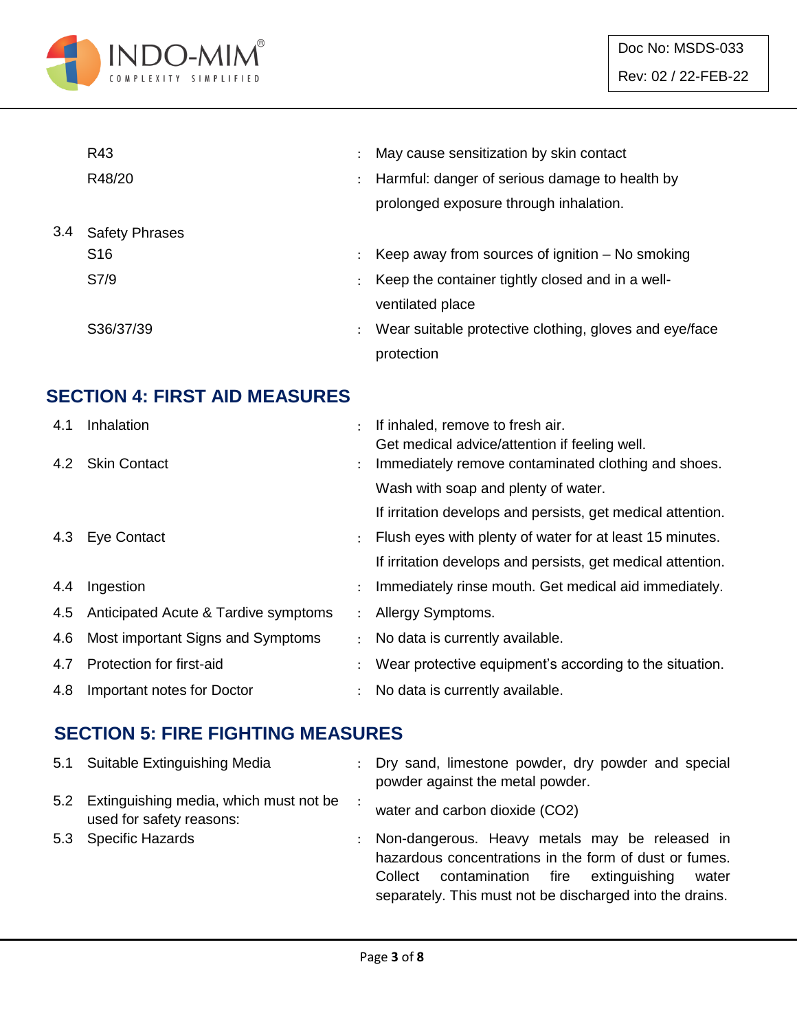| | | | |
|---|---|---|---|
| | R43 | : | May cause sensitization by skin contact |
| | R48/20 | : | Harmful: danger of serious damage to health by prolonged exposure through inhalation. |
| 3.4 | Safety Phrases | | |
| | S16 | : | Keep away from sources of ignition – No smoking |
| | S7/9 | : | Keep the container tightly closed and in a well-ventilated place |
| | S36/37/39 | : | Wear suitable protective clothing, gloves and eye/face protection |

## SECTION 4: FIRST AID MEASURES

| | | | |
|---|---|---|---|
| 4.1 | Inhalation | : | If inhaled, remove to fresh air.<br>Get medical advice/attention if feeling well. |
| 4.2 | Skin Contact | : | Immediately remove contaminated clothing and shoes.<br>Wash with soap and plenty of water.<br>If irritation develops and persists, get medical attention. |
| 4.3 | Eye Contact | : | Flush eyes with plenty of water for at least 15 minutes.<br>If irritation develops and persists, get medical attention. |
| 4.4 | Ingestion | : | Immediately rinse mouth. Get medical aid immediately. |
| 4.5 | Anticipated Acute & Tardive symptoms | : | Allergy Symptoms. |
| 4.6 | Most important Signs and Symptoms | : | No data is currently available. |
| 4.7 | Protection for first-aid | : | Wear protective equipment's according to the situation. |
| 4.8 | Important notes for Doctor | : | No data is currently available. |

## SECTION 5: FIRE FIGHTING MEASURES

| | | | |
|---|---|---|---|
| 5.1 | Suitable Extinguishing Media | : | Dry sand, limestone powder, dry powder and special powder against the metal powder. |
| 5.2 | Extinguishing media, which must not be used for safety reasons: | : | water and carbon dioxide (CO2) |
| 5.3 | Specific Hazards | : | Non-dangerous. Heavy metals may be released in hazardous concentrations in the form of dust or fumes. Collect contamination fire extinguishing water separately. This must not be discharged into the drains. |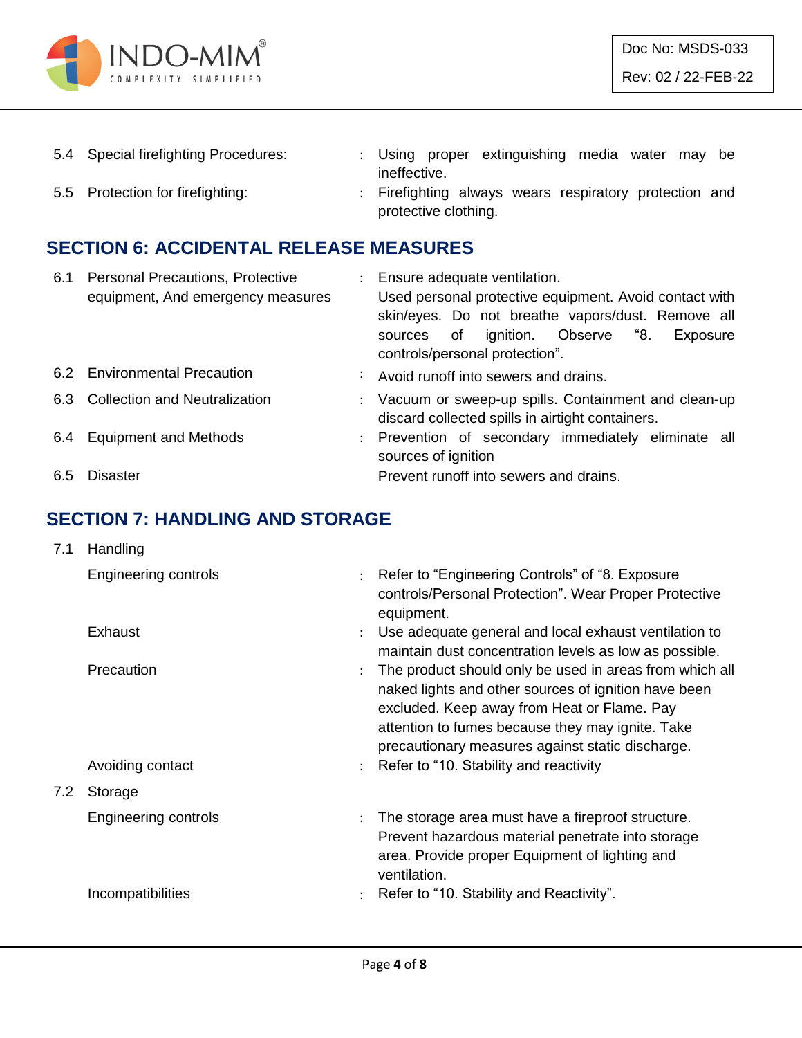| | | | |
|---|---|---|---|
| 5.4 | Special firefighting Procedures: | : | Using proper extinguishing media water may be ineffective. |
| 5.5 | Protection for firefighting: | : | Firefighting always wears respiratory protection and protective clothing. |

## SECTION 6: ACCIDENTAL RELEASE MEASURES

| | | | |
|---|---|---|---|
| 6.1 | Personal Precautions, Protective equipment, And emergency measures | : | Ensure adequate ventilation. Used personal protective equipment. Avoid contact with skin/eyes. Do not breathe vapors/dust. Remove all sources of ignition. Observe "8. Exposure controls/personal protection". |
| 6.2 | Environmental Precaution | : | Avoid runoff into sewers and drains. |
| 6.3 | Collection and Neutralization | : | Vacuum or sweep-up spills. Containment and clean-up discard collected spills in airtight containers. |
| 6.4 | Equipment and Methods | : | Prevention of secondary immediately eliminate all sources of ignition |
| 6.5 | Disaster | | Prevent runoff into sewers and drains. |

## SECTION 7: HANDLING AND STORAGE

| | | | |
|---|---|---|---|
| 7.1 | Handling | | |
| | Engineering controls | : | Refer to "Engineering Controls" of "8. Exposure controls/Personal Protection". Wear Proper Protective equipment. |
| | Exhaust | : | Use adequate general and local exhaust ventilation to maintain dust concentration levels as low as possible. |
| | Precaution | : | The product should only be used in areas from which all naked lights and other sources of ignition have been excluded. Keep away from Heat or Flame. Pay attention to fumes because they may ignite. Take precautionary measures against static discharge. |
| | Avoiding contact | : | Refer to "10. Stability and reactivity |
| 7.2 | Storage | | |
| | Engineering controls | : | The storage area must have a fireproof structure. Prevent hazardous material penetrate into storage area. Provide proper Equipment of lighting and ventilation. |
| | Incompatibilities | : | Refer to "10. Stability and Reactivity". |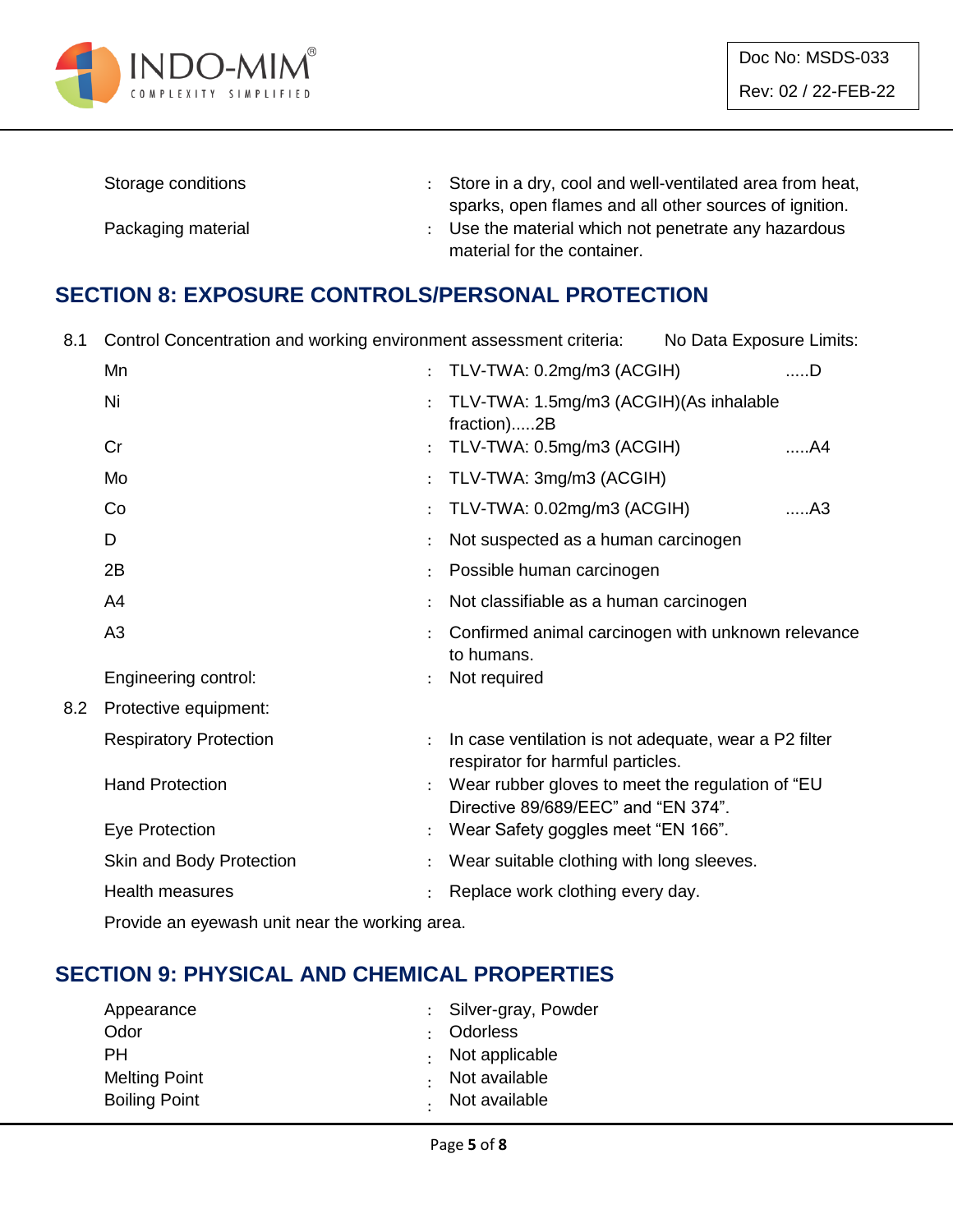Storage conditions : Store in a dry, cool and well-ventilated area from heat, sparks, open flames and all other sources of ignition.

Packaging material : Use the material which not penetrate any hazardous material for the container.

## SECTION 8: EXPOSURE CONTROLS/PERSONAL PROTECTION

8.1 Control Concentration and working environment assessment criteria: No Data Exposure Limits:

| | | | |
|---|---|---|---|
| Mn | : | TLV-TWA: 0.2mg/m3 (ACGIH) | .....D |
| Ni | : | TLV-TWA: 1.5mg/m3 (ACGIH)(As inhalable fraction).....2B | |
| Cr | : | TLV-TWA: 0.5mg/m3 (ACGIH) | .....A4 |
| Mo | : | TLV-TWA: 3mg/m3 (ACGIH) | |
| Co | : | TLV-TWA: 0.02mg/m3 (ACGIH) | .....A3 |
| D | : | Not suspected as a human carcinogen | |
| 2B | : | Possible human carcinogen | |
| A4 | : | Not classifiable as a human carcinogen | |
| A3 | : | Confirmed animal carcinogen with unknown relevance to humans. | |
| Engineering control: | : | Not required | |

8.2 Protective equipment:

| | | |
|---|---|---|
| Respiratory Protection | : | In case ventilation is not adequate, wear a P2 filter respirator for harmful particles. |
| Hand Protection | : | Wear rubber gloves to meet the regulation of "EU Directive 89/689/EEC" and "EN 374". |
| Eye Protection | : | Wear Safety goggles meet "EN 166". |
| Skin and Body Protection | : | Wear suitable clothing with long sleeves. |
| Health measures | : | Replace work clothing every day. |

Provide an eyewash unit near the working area.

## SECTION 9: PHYSICAL AND CHEMICAL PROPERTIES

| | | |
|---|---|---|
| Appearance | : | Silver-gray, Powder |
| Odor | : | Odorless |
| PH | : | Not applicable |
| Melting Point | : | Not available |
| Boiling Point | : | Not available |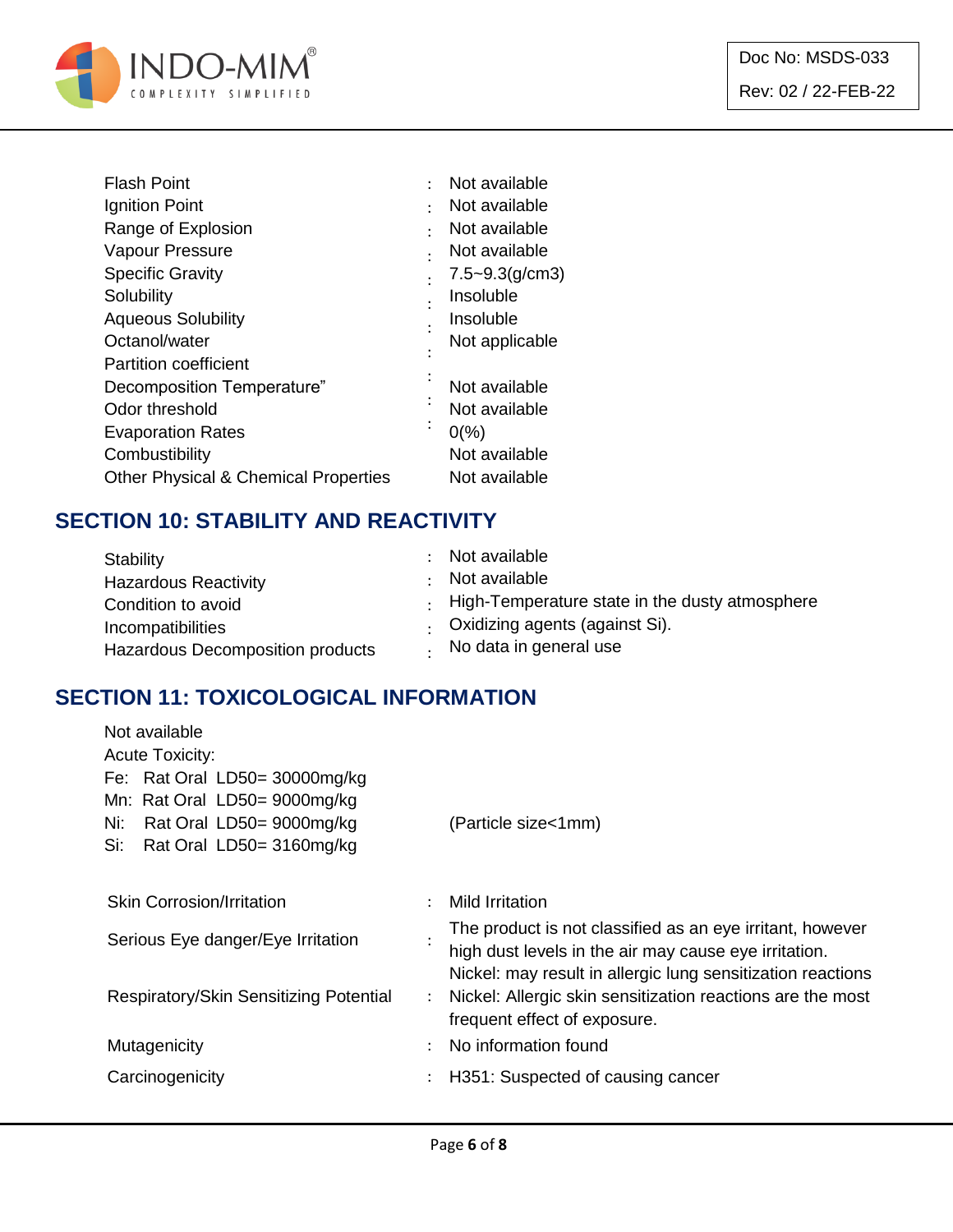| | | |
|---|---|---|
| Flash Point | : | Not available |
| Ignition Point | : | Not available |
| Range of Explosion | : | Not available |
| Vapour Pressure | : | Not available |
| Specific Gravity | : | 7.5~9.3(g/cm3) |
| Solubility | : | Insoluble |
| Aqueous Solubility | : | Insoluble |
| Octanol/water Partition coefficient | : | Not applicable |
| Decomposition Temperature" | : | Not available |
| Odor threshold | : | Not available |
| Evaporation Rates | : | 0(%) |
| Combustibility | : | Not available |
| Other Physical & Chemical Properties | | Not available |

## SECTION 10: STABILITY AND REACTIVITY

| | | |
|---|---|---|
| Stability | : | Not available |
| Hazardous Reactivity | : | Not available |
| Condition to avoid | : | High-Temperature state in the dusty atmosphere |
| Incompatibilities | : | Oxidizing agents (against Si). |
| Hazardous Decomposition products | : | No data in general use |

## SECTION 11: TOXICOLOGICAL INFORMATION

Not available

Acute Toxicity:

Fe: Rat Oral LD50= 30000mg/kg

Mn: Rat Oral LD50= 9000mg/kg

Ni: Rat Oral LD50= 9000mg/kg (Particle size<1mm)

Si: Rat Oral LD50= 3160mg/kg

| | | |
|---|---|---|
| Skin Corrosion/Irritation | : | Mild Irritation |
| Serious Eye danger/Eye Irritation | : | The product is not classified as an eye irritant, however high dust levels in the air may cause eye irritation. |
| Respiratory/Skin Sensitizing Potential | : | Nickel: may result in allergic lung sensitization reactions<br>Nickel: Allergic skin sensitization reactions are the most frequent effect of exposure. |
| Mutagenicity | : | No information found |
| Carcinogenicity | : | H351: Suspected of causing cancer |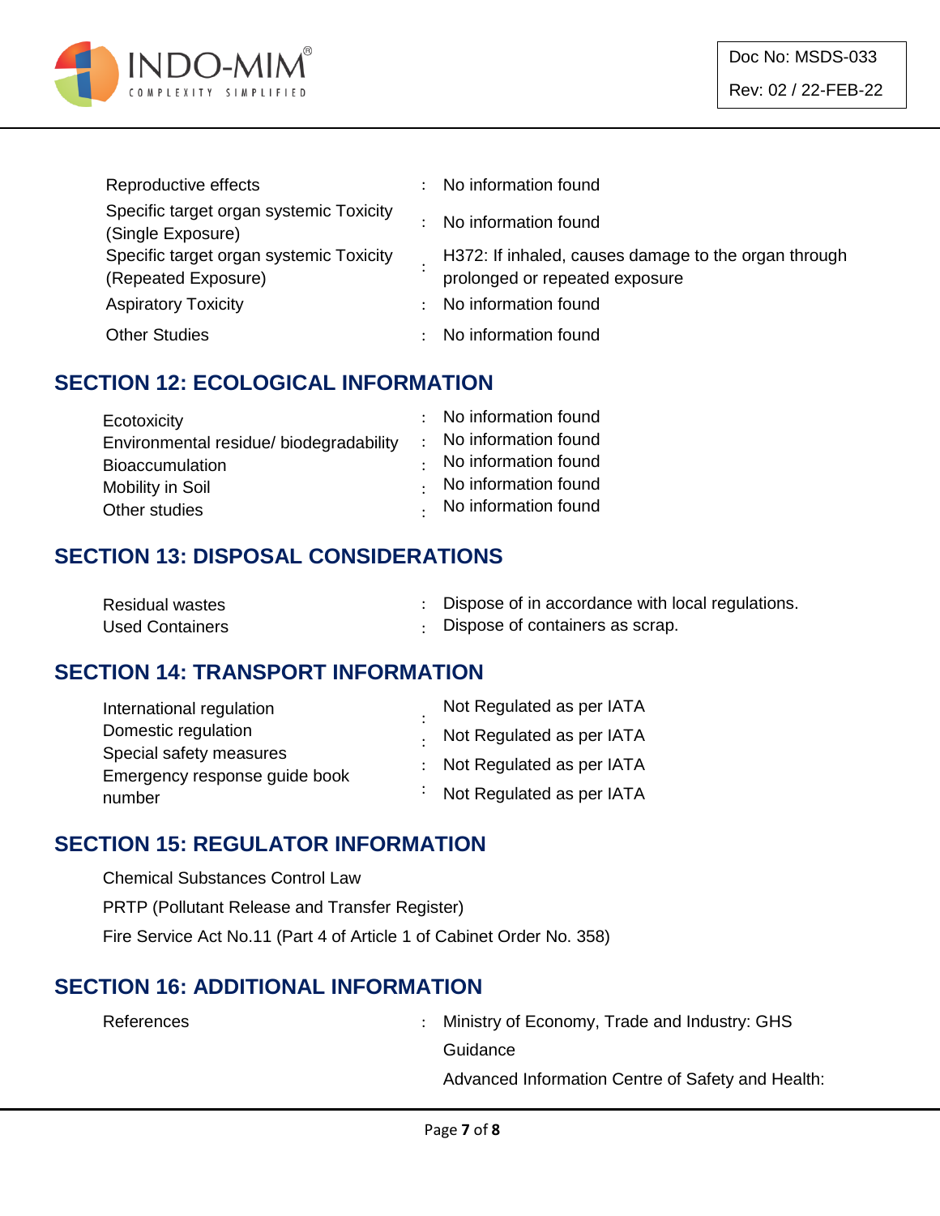| | | |
|---|---|---|
| Reproductive effects | : | No information found |
| Specific target organ systemic Toxicity (Single Exposure) | : | No information found |
| Specific target organ systemic Toxicity (Repeated Exposure) | : | H372: If inhaled, causes damage to the organ through prolonged or repeated exposure |
| Aspiratory Toxicity | : | No information found |
| Other Studies | : | No information found |

## SECTION 12: ECOLOGICAL INFORMATION

| | | |
|---|---|---|
| Ecotoxicity | : | No information found |
| Environmental residue/ biodegradability | : | No information found |
| Bioaccumulation | : | No information found |
| Mobility in Soil | : | No information found |
| Other studies | : | No information found |

## SECTION 13: DISPOSAL CONSIDERATIONS

| | | |
|---|---|---|
| Residual wastes | : | Dispose of in accordance with local regulations. |
| Used Containers | : | Dispose of containers as scrap. |

## SECTION 14: TRANSPORT INFORMATION

| | | |
|---|---|---|
| International regulation | : | Not Regulated as per IATA |
| Domestic regulation | : | Not Regulated as per IATA |
| Special safety measures | : | Not Regulated as per IATA |
| Emergency response guide book number | : | Not Regulated as per IATA |

## SECTION 15: REGULATOR INFORMATION

Chemical Substances Control Law

PRTP (Pollutant Release and Transfer Register)

Fire Service Act No.11 (Part 4 of Article 1 of Cabinet Order No. 358)

## SECTION 16: ADDITIONAL INFORMATION

| | | |
|---|---|---|
| References | : | Ministry of Economy, Trade and Industry: GHS Guidance<br>Advanced Information Centre of Safety and Health: |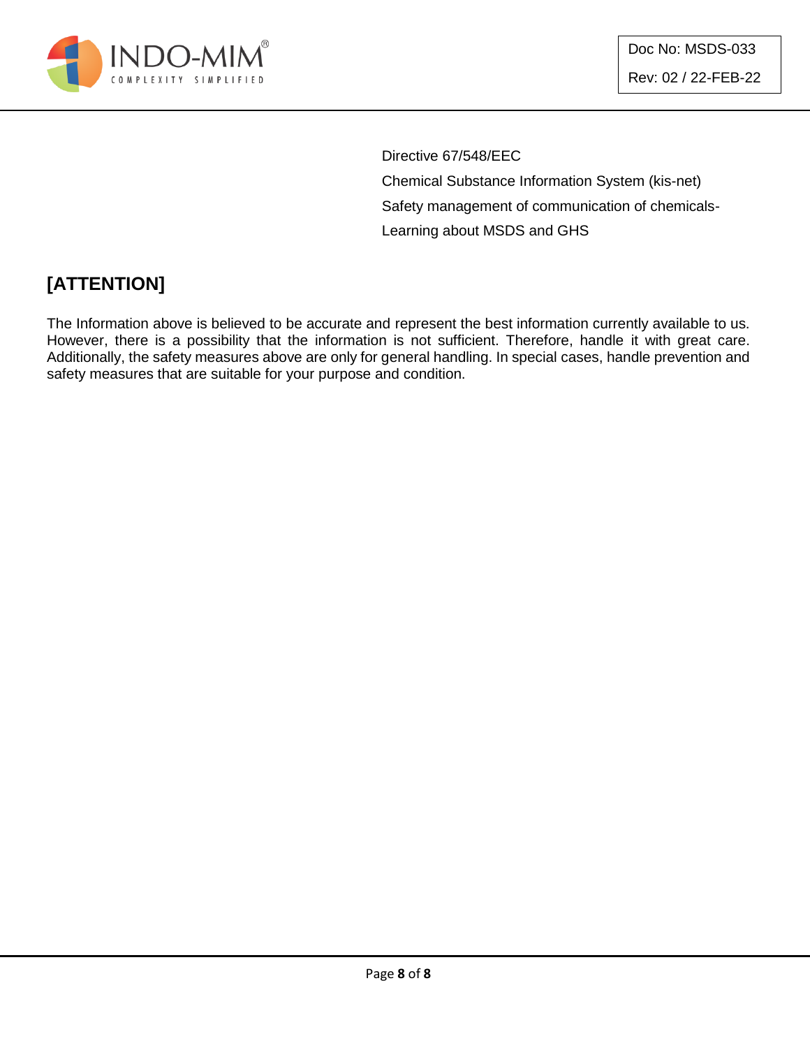Directive 67/548/EEC

Chemical Substance Information System (kis-net)

Safety management of communication of chemicals-

Learning about MSDS and GHS

## [ATTENTION]

The Information above is believed to be accurate and represent the best information currently available to us. However, there is a possibility that the information is not sufficient. Therefore, handle it with great care. Additionally, the safety measures above are only for general handling. In special cases, handle prevention and safety measures that are suitable for your purpose and condition.